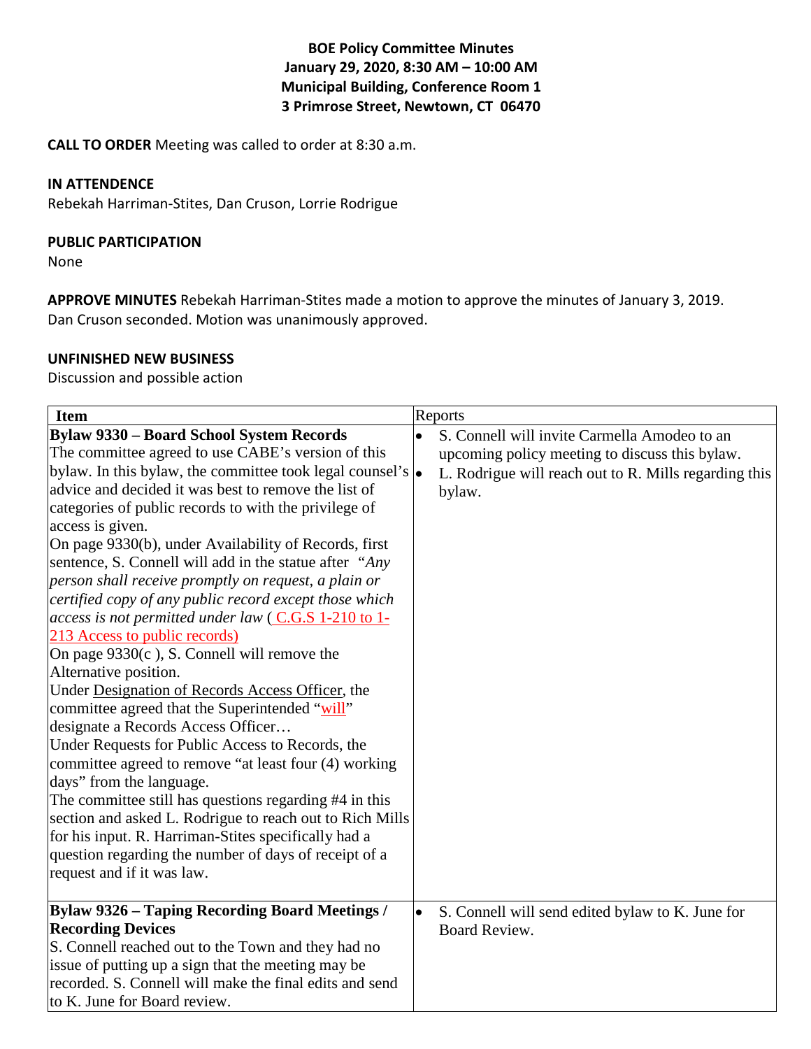**BOE Policy Committee Minutes**
**January 29, 2020, 8:30 AM – 10:00 AM**
**Municipal Building, Conference Room 1**
**3 Primrose Street, Newtown, CT 06470**

**CALL TO ORDER** Meeting was called to order at 8:30 a.m.

**IN ATTENDENCE**
Rebekah Harriman-Stites, Dan Cruson, Lorrie Rodrigue

**PUBLIC PARTICIPATION**
None

**APPROVE MINUTES** Rebekah Harriman-Stites made a motion to approve the minutes of January 3, 2019. Dan Cruson seconded. Motion was unanimously approved.

**UNFINISHED NEW BUSINESS**
Discussion and possible action

| Item | Reports |
|---|---|
| **Bylaw 9330 – Board School System Records**<br>The committee agreed to use CABE's version of this bylaw. In this bylaw, the committee took legal counsel's advice and decided it was best to remove the list of categories of public records to with the privilege of access is given.<br>On page 9330(b), under Availability of Records, first sentence, S. Connell will add in the statue after *"Any person shall receive promptly on request, a plain or certified copy of any public record except those which access is not permitted under law* ( C.G.S 1-210 to 1-213 Access to public records)<br>On page 9330(c ), S. Connell will remove the Alternative position.<br>Under Designation of Records Access Officer, the committee agreed that the Superintended "will" designate a Records Access Officer…<br>Under Requests for Public Access to Records, the committee agreed to remove "at least four (4) working days" from the language.<br>The committee still has questions regarding #4 in this section and asked L. Rodrigue to reach out to Rich Mills for his input. R. Harriman-Stites specifically had a question regarding the number of days of receipt of a request and if it was law. | • S. Connell will invite Carmella Amodeo to an upcoming policy meeting to discuss this bylaw.<br>• L. Rodrigue will reach out to R. Mills regarding this bylaw. |
| **Bylaw 9326 – Taping Recording Board Meetings / Recording Devices**<br>S. Connell reached out to the Town and they had no issue of putting up a sign that the meeting may be recorded. S. Connell will make the final edits and send to K. June for Board review. | • S. Connell will send edited bylaw to K. June for Board Review. |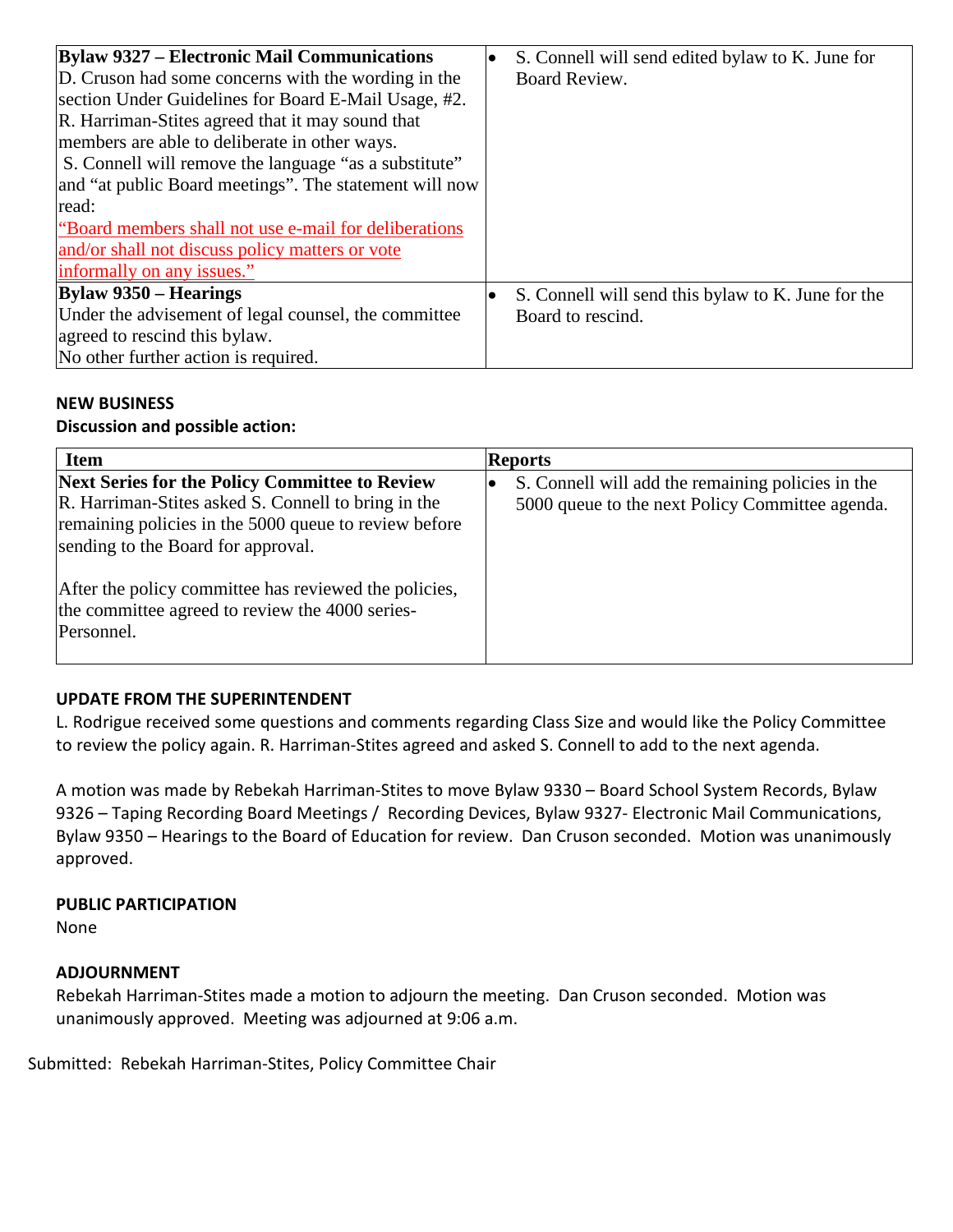| | |
|---|---|
| **Bylaw 9327 – Electronic Mail Communications**<br>D. Cruson had some concerns with the wording in the section Under Guidelines for Board E-Mail Usage, #2. R. Harriman-Stites agreed that it may sound that members are able to deliberate in other ways.<br>S. Connell will remove the language "as a substitute" and "at public Board meetings". The statement will now read:<br>"Board members shall not use e-mail for deliberations and/or shall not discuss policy matters or vote informally on any issues." | • S. Connell will send edited bylaw to K. June for Board Review. |
| **Bylaw 9350 – Hearings**<br>Under the advisement of legal counsel, the committee agreed to rescind this bylaw.<br>No other further action is required. | • S. Connell will send this bylaw to K. June for the Board to rescind. |

**NEW BUSINESS**

**Discussion and possible action:**

| Item | Reports |
|---|---|
| **Next Series for the Policy Committee to Review**<br>R. Harriman-Stites asked S. Connell to bring in the remaining policies in the 5000 queue to review before sending to the Board for approval.<br><br>After the policy committee has reviewed the policies, the committee agreed to review the 4000 series-Personnel. | • S. Connell will add the remaining policies in the 5000 queue to the next Policy Committee agenda. |

**UPDATE FROM THE SUPERINTENDENT**

L. Rodrigue received some questions and comments regarding Class Size and would like the Policy Committee to review the policy again. R. Harriman-Stites agreed and asked S. Connell to add to the next agenda.

A motion was made by Rebekah Harriman-Stites to move Bylaw 9330 – Board School System Records, Bylaw 9326 – Taping Recording Board Meetings / Recording Devices, Bylaw 9327- Electronic Mail Communications, Bylaw 9350 – Hearings to the Board of Education for review. Dan Cruson seconded. Motion was unanimously approved.

**PUBLIC PARTICIPATION**

None

**ADJOURNMENT**

Rebekah Harriman-Stites made a motion to adjourn the meeting. Dan Cruson seconded. Motion was unanimously approved. Meeting was adjourned at 9:06 a.m.

Submitted: Rebekah Harriman-Stites, Policy Committee Chair